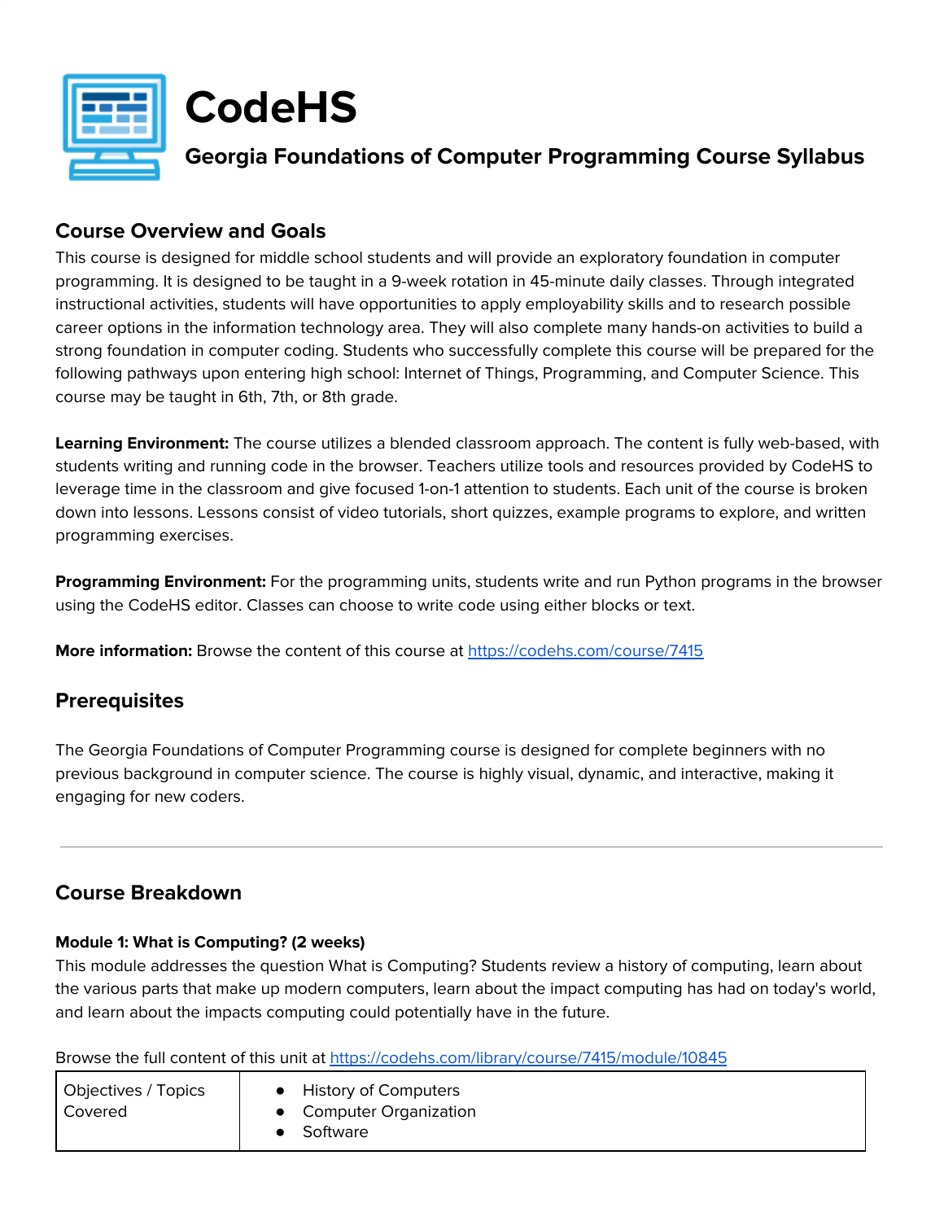# CodeHS

## Georgia Foundations of Computer Programming Course Syllabus

## Course Overview and Goals

This course is designed for middle school students and will provide an exploratory foundation in computer programming. It is designed to be taught in a 9-week rotation in 45-minute daily classes. Through integrated instructional activities, students will have opportunities to apply employability skills and to research possible career options in the information technology area. They will also complete many hands-on activities to build a strong foundation in computer coding. Students who successfully complete this course will be prepared for the following pathways upon entering high school: Internet of Things, Programming, and Computer Science. This course may be taught in 6th, 7th, or 8th grade.

**Learning Environment:** The course utilizes a blended classroom approach. The content is fully web-based, with students writing and running code in the browser. Teachers utilize tools and resources provided by CodeHS to leverage time in the classroom and give focused 1-on-1 attention to students. Each unit of the course is broken down into lessons. Lessons consist of video tutorials, short quizzes, example programs to explore, and written programming exercises.

**Programming Environment:** For the programming units, students write and run Python programs in the browser using the CodeHS editor. Classes can choose to write code using either blocks or text.

**More information:** Browse the content of this course at https://codehs.com/course/7415

## Prerequisites

The Georgia Foundations of Computer Programming course is designed for complete beginners with no previous background in computer science. The course is highly visual, dynamic, and interactive, making it engaging for new coders.

---

## Course Breakdown

**Module 1: What is Computing? (2 weeks)**

This module addresses the question What is Computing? Students review a history of computing, learn about the various parts that make up modern computers, learn about the impact computing has had on today's world, and learn about the impacts computing could potentially have in the future.

Browse the full content of this unit at https://codehs.com/library/course/7415/module/10845

| | |
|---|---|
| Objectives / Topics Covered | • History of Computers<br>• Computer Organization<br>• Software |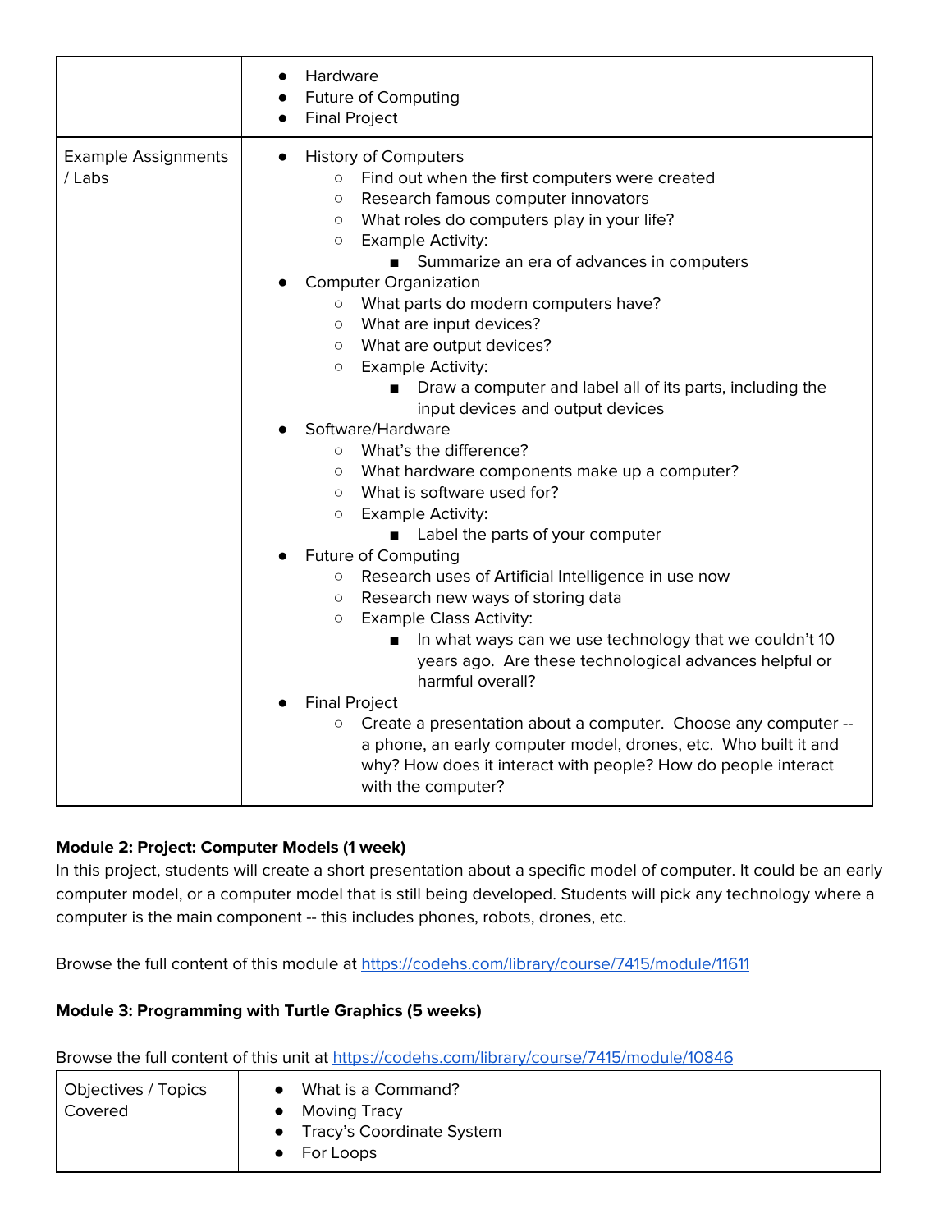| | |
|---|---|
| | <ul><li>Hardware</li><li>Future of Computing</li><li>Final Project</li></ul> |
| Example Assignments / Labs | <ul><li>History of Computers<ul><li>Find out when the first computers were created</li><li>Research famous computer innovators</li><li>What roles do computers play in your life?</li><li>Example Activity:<ul><li>Summarize an era of advances in computers</li></ul></li></ul></li><li>Computer Organization<ul><li>What parts do modern computers have?</li><li>What are input devices?</li><li>What are output devices?</li><li>Example Activity:<ul><li>Draw a computer and label all of its parts, including the input devices and output devices</li></ul></li></ul></li><li>Software/Hardware<ul><li>What's the difference?</li><li>What hardware components make up a computer?</li><li>What is software used for?</li><li>Example Activity:<ul><li>Label the parts of your computer</li></ul></li></ul></li><li>Future of Computing<ul><li>Research uses of Artificial Intelligence in use now</li><li>Research new ways of storing data</li><li>Example Class Activity:<ul><li>In what ways can we use technology that we couldn't 10 years ago. Are these technological advances helpful or harmful overall?</li></ul></li></ul></li><li>Final Project<ul><li>Create a presentation about a computer. Choose any computer -- a phone, an early computer model, drones, etc. Who built it and why? How does it interact with people? How do people interact with the computer?</li></ul></li></ul> |

**Module 2: Project: Computer Models (1 week)**

In this project, students will create a short presentation about a specific model of computer. It could be an early computer model, or a computer model that is still being developed. Students will pick any technology where a computer is the main component -- this includes phones, robots, drones, etc.

Browse the full content of this module at https://codehs.com/library/course/7415/module/11611

**Module 3: Programming with Turtle Graphics (5 weeks)**

Browse the full content of this unit at https://codehs.com/library/course/7415/module/10846

| | |
|---|---|
| Objectives / Topics Covered | <ul><li>What is a Command?</li><li>Moving Tracy</li><li>Tracy's Coordinate System</li><li>For Loops</li></ul> |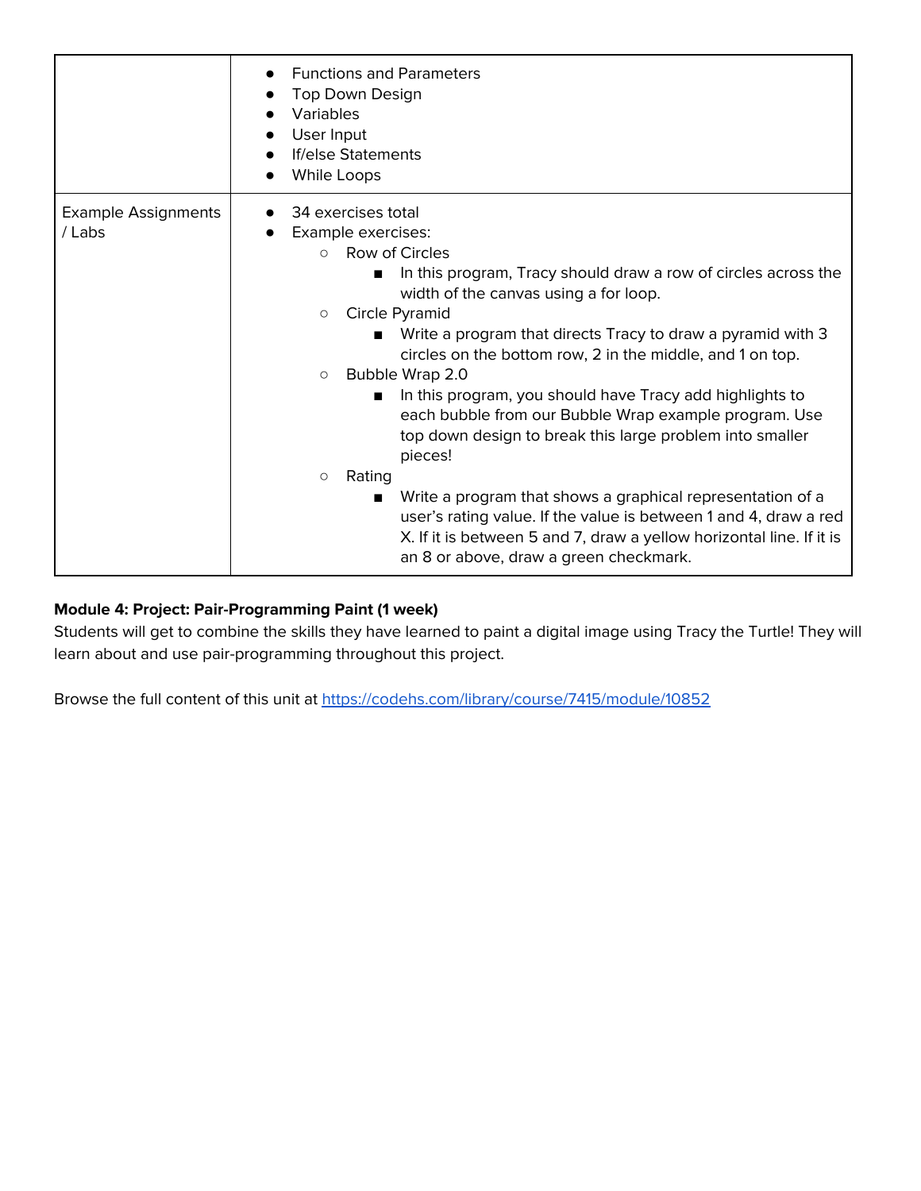| | |
|---|---|
| | • Functions and Parameters<br>• Top Down Design<br>• Variables<br>• User Input<br>• If/else Statements<br>• While Loops |
| Example Assignments / Labs | • 34 exercises total<br>• Example exercises:<br>&nbsp;&nbsp;○ Row of Circles<br>&nbsp;&nbsp;&nbsp;&nbsp;■ In this program, Tracy should draw a row of circles across the width of the canvas using a for loop.<br>&nbsp;&nbsp;○ Circle Pyramid<br>&nbsp;&nbsp;&nbsp;&nbsp;■ Write a program that directs Tracy to draw a pyramid with 3 circles on the bottom row, 2 in the middle, and 1 on top.<br>&nbsp;&nbsp;○ Bubble Wrap 2.0<br>&nbsp;&nbsp;&nbsp;&nbsp;■ In this program, you should have Tracy add highlights to each bubble from our Bubble Wrap example program. Use top down design to break this large problem into smaller pieces!<br>&nbsp;&nbsp;○ Rating<br>&nbsp;&nbsp;&nbsp;&nbsp;■ Write a program that shows a graphical representation of a user's rating value. If the value is between 1 and 4, draw a red X. If it is between 5 and 7, draw a yellow horizontal line. If it is an 8 or above, draw a green checkmark. |

**Module 4: Project: Pair-Programming Paint (1 week)**

Students will get to combine the skills they have learned to paint a digital image using Tracy the Turtle! They will learn about and use pair-programming throughout this project.

Browse the full content of this unit at https://codehs.com/library/course/7415/module/10852